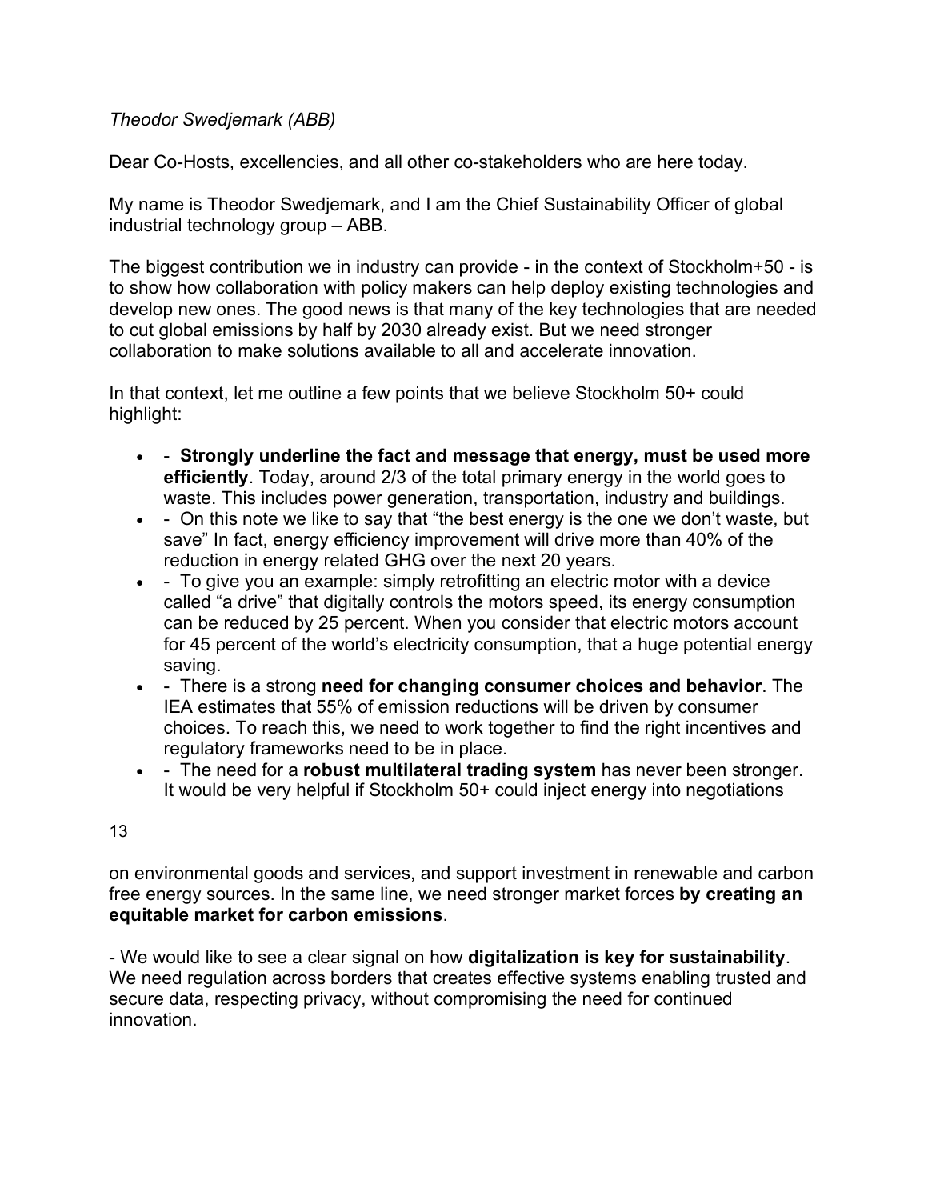*Theodor Swedjemark (ABB)*

Dear Co-Hosts, excellencies, and all other co-stakeholders who are here today.

My name is Theodor Swedjemark, and I am the Chief Sustainability Officer of global industrial technology group – ABB.

The biggest contribution we in industry can provide - in the context of Stockholm+50 - is to show how collaboration with policy makers can help deploy existing technologies and develop new ones. The good news is that many of the key technologies that are needed to cut global emissions by half by 2030 already exist. But we need stronger collaboration to make solutions available to all and accelerate innovation.

In that context, let me outline a few points that we believe Stockholm 50+ could highlight:

- - **Strongly underline the fact and message that energy, must be used more efficiently**. Today, around 2/3 of the total primary energy in the world goes to waste. This includes power generation, transportation, industry and buildings.
- - On this note we like to say that "the best energy is the one we don't waste, but save" In fact, energy efficiency improvement will drive more than 40% of the reduction in energy related GHG over the next 20 years.
- - To give you an example: simply retrofitting an electric motor with a device called "a drive" that digitally controls the motors speed, its energy consumption can be reduced by 25 percent. When you consider that electric motors account for 45 percent of the world's electricity consumption, that a huge potential energy saving.
- - There is a strong **need for changing consumer choices and behavior**. The IEA estimates that 55% of emission reductions will be driven by consumer choices. To reach this, we need to work together to find the right incentives and regulatory frameworks need to be in place.
- - The need for a **robust multilateral trading system** has never been stronger. It would be very helpful if Stockholm 50+ could inject energy into negotiations on environmental goods and services, and support investment in renewable and carbon free energy sources. In the same line, we need stronger market forces **by creating an equitable market for carbon emissions**.

- We would like to see a clear signal on how **digitalization is key for sustainability**. We need regulation across borders that creates effective systems enabling trusted and secure data, respecting privacy, without compromising the need for continued innovation.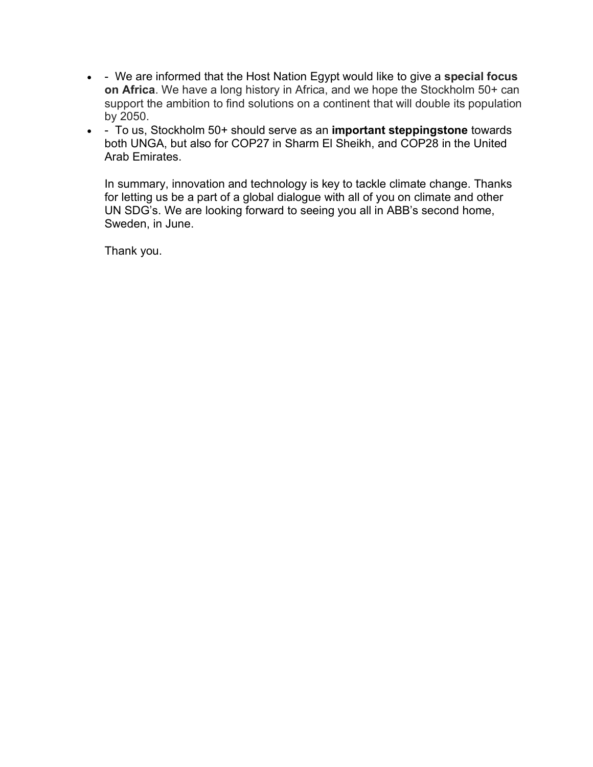- \- We are informed that the Host Nation Egypt would like to give a **special focus on Africa**. We have a long history in Africa, and we hope the Stockholm 50+ can support the ambition to find solutions on a continent that will double its population by 2050.
- \- To us, Stockholm 50+ should serve as an **important steppingstone** towards both UNGA, but also for COP27 in Sharm El Sheikh, and COP28 in the United Arab Emirates.

  In summary, innovation and technology is key to tackle climate change. Thanks for letting us be a part of a global dialogue with all of you on climate and other UN SDG's. We are looking forward to seeing you all in ABB's second home, Sweden, in June.

  Thank you.